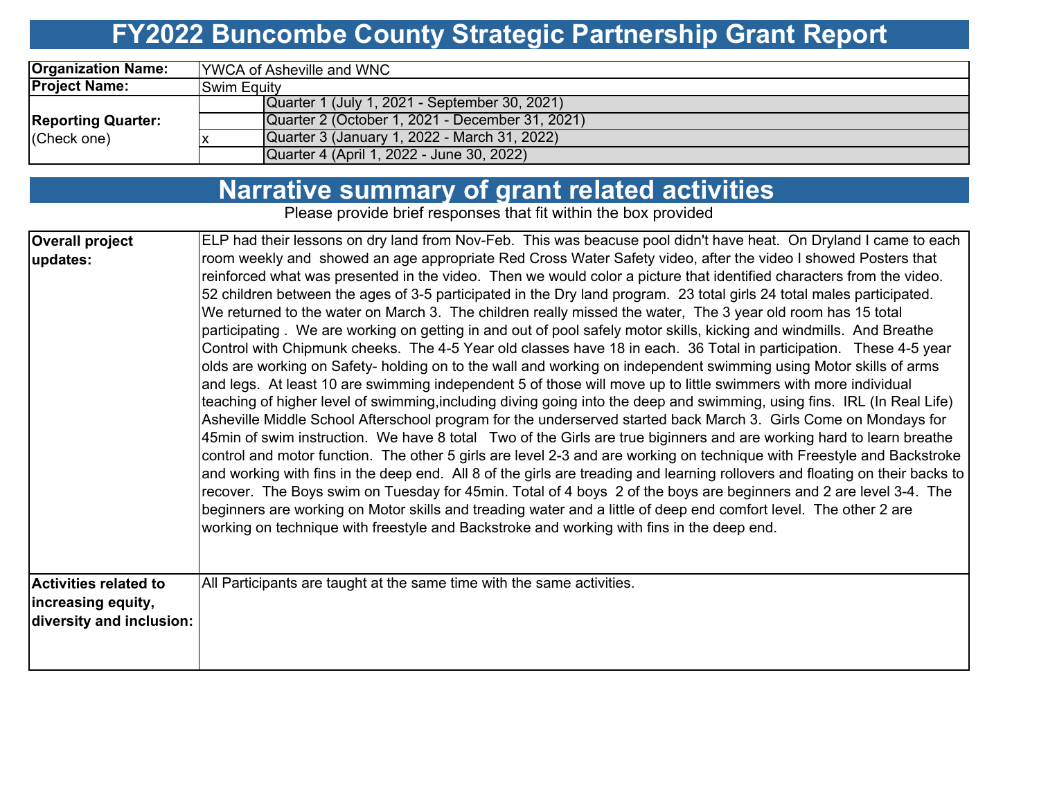# FY2022 Buncombe County Strategic Partnership Grant Report

| | | |
|---|---|---|
| **Organization Name:** | YWCA of Asheville and WNC | |
| **Project Name:** | Swim Equity | |
| **Reporting Quarter:** (Check one) | | Quarter 1 (July 1, 2021 - September 30, 2021) |
| | | Quarter 2 (October 1, 2021 - December 31, 2021) |
| | x | Quarter 3 (January 1, 2022 - March 31, 2022) |
| | | Quarter 4 (April 1, 2022 - June 30, 2022) |

## Narrative summary of grant related activities

Please provide brief responses that fit within the box provided

| | |
|---|---|
| **Overall project updates:** | ELP had their lessons on dry land from Nov-Feb. This was beacuse pool didn't have heat. On Dryland I came to each room weekly and showed an age appropriate Red Cross Water Safety video, after the video I showed Posters that reinforced what was presented in the video. Then we would color a picture that identified characters from the video. 52 children between the ages of 3-5 participated in the Dry land program. 23 total girls 24 total males participated. We returned to the water on March 3. The children really missed the water, The 3 year old room has 15 total participating . We are working on getting in and out of pool safely motor skills, kicking and windmills. And Breathe Control with Chipmunk cheeks. The 4-5 Year old classes have 18 in each. 36 Total in participation. These 4-5 year olds are working on Safety- holding on to the wall and working on independent swimming using Motor skills of arms and legs. At least 10 are swimming independent 5 of those will move up to little swimmers with more individual teaching of higher level of swimming,including diving going into the deep and swimming, using fins. IRL (In Real Life) Asheville Middle School Afterschool program for the underserved started back March 3. Girls Come on Mondays for 45min of swim instruction. We have 8 total Two of the Girls are true biginners and are working hard to learn breathe control and motor function. The other 5 girls are level 2-3 and are working on technique with Freestyle and Backstroke and working with fins in the deep end. All 8 of the girls are treading and learning rollovers and floating on their backs to recover. The Boys swim on Tuesday for 45min. Total of 4 boys 2 of the boys are beginners and 2 are level 3-4. The beginners are working on Motor skills and treading water and a little of deep end comfort level. The other 2 are working on technique with freestyle and Backstroke and working with fins in the deep end. |
| **Activities related to increasing equity, diversity and inclusion:** | All Participants are taught at the same time with the same activities. |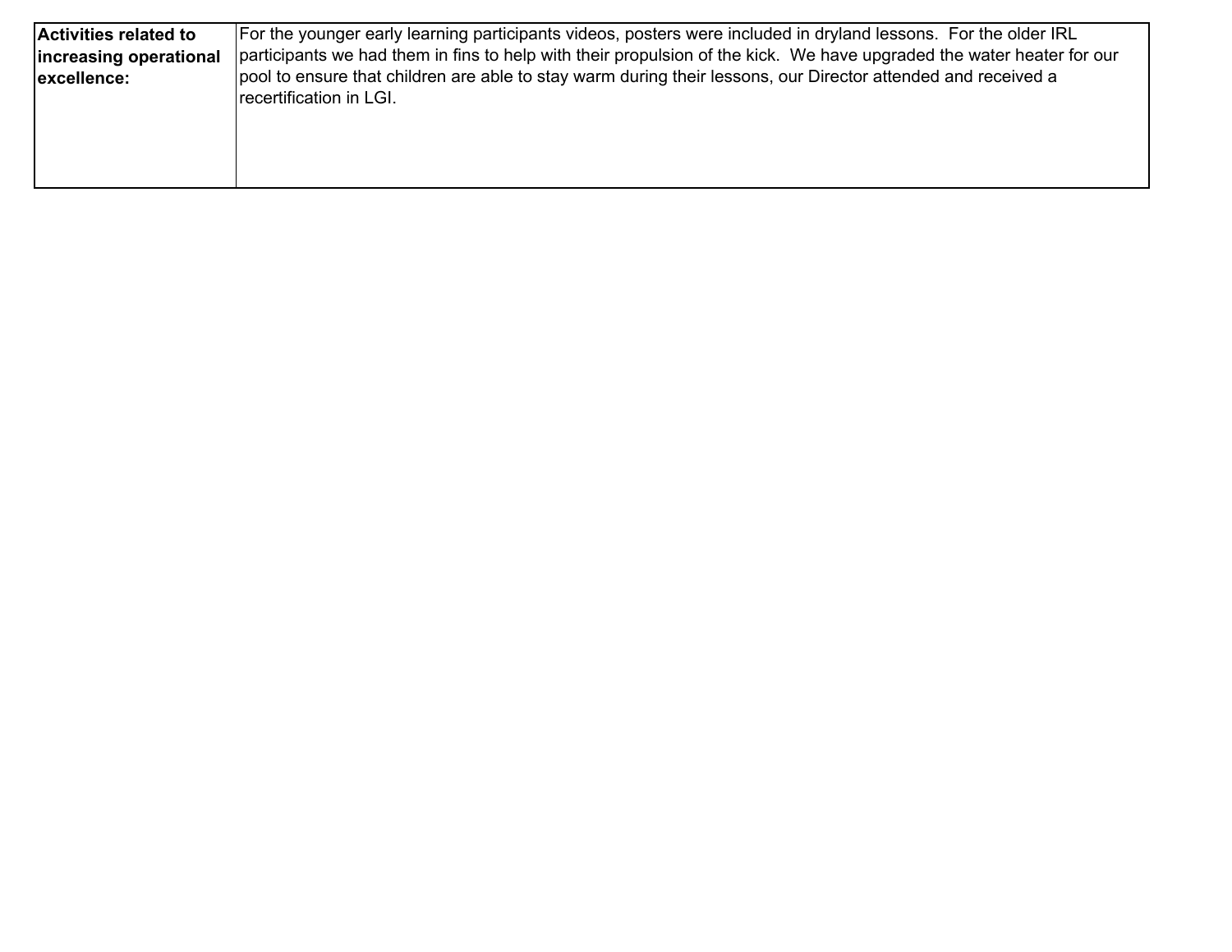| **Activities related to increasing operational excellence:** | For the younger early learning participants videos, posters were included in dryland lessons.  For the older IRL participants we had them in fins to help with their propulsion of the kick.  We have upgraded the water heater for our pool to ensure that children are able to stay warm during their lessons, our Director attended and received a recertification in LGI. |
|---|---|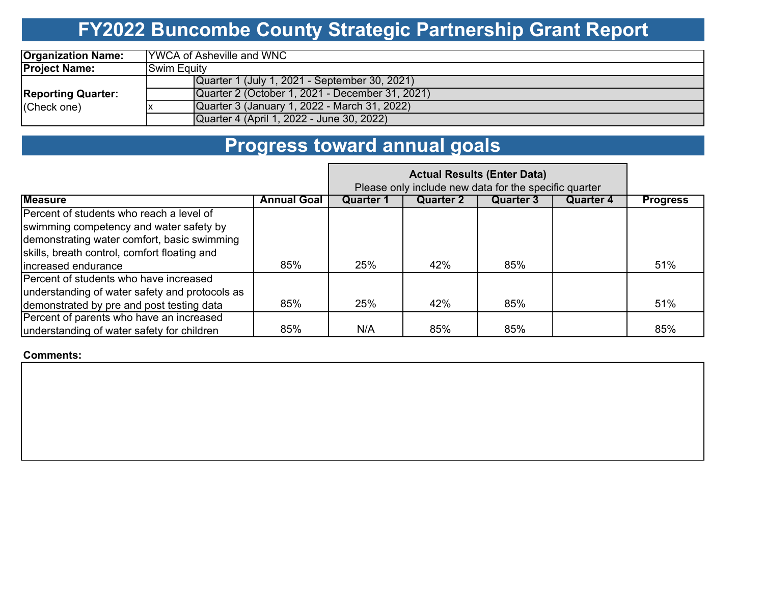# FY2022 Buncombe County Strategic Partnership Grant Report

| **Organization Name:** | YWCA of Asheville and WNC | |
|---|---|---|
| **Project Name:** | Swim Equity | |
| **Reporting Quarter:** (Check one) | | Quarter 1 (July 1, 2021 - September 30, 2021) |
| | | Quarter 2 (October 1, 2021 - December 31, 2021) |
| | x | Quarter 3 (January 1, 2022 - March 31, 2022) |
| | | Quarter 4 (April 1, 2022 - June 30, 2022) |

## Progress toward annual goals

| | | **Actual Results (Enter Data)** Please only include new data for the specific quarter | | | | |
|---|---|---|---|---|---|---|
| **Measure** | **Annual Goal** | **Quarter 1** | **Quarter 2** | **Quarter 3** | **Quarter 4** | **Progress** |
| Percent of students who reach a level of swimming competency and water safety by demonstrating water comfort, basic swimming skills, breath control, comfort floating and increased endurance | 85% | 25% | 42% | 85% | | 51% |
| Percent of students who have increased understanding of water safety and protocols as demonstrated by pre and post testing data | 85% | 25% | 42% | 85% | | 51% |
| Percent of parents who have an increased understanding of water safety for children | 85% | N/A | 85% | 85% | | 85% |

**Comments:**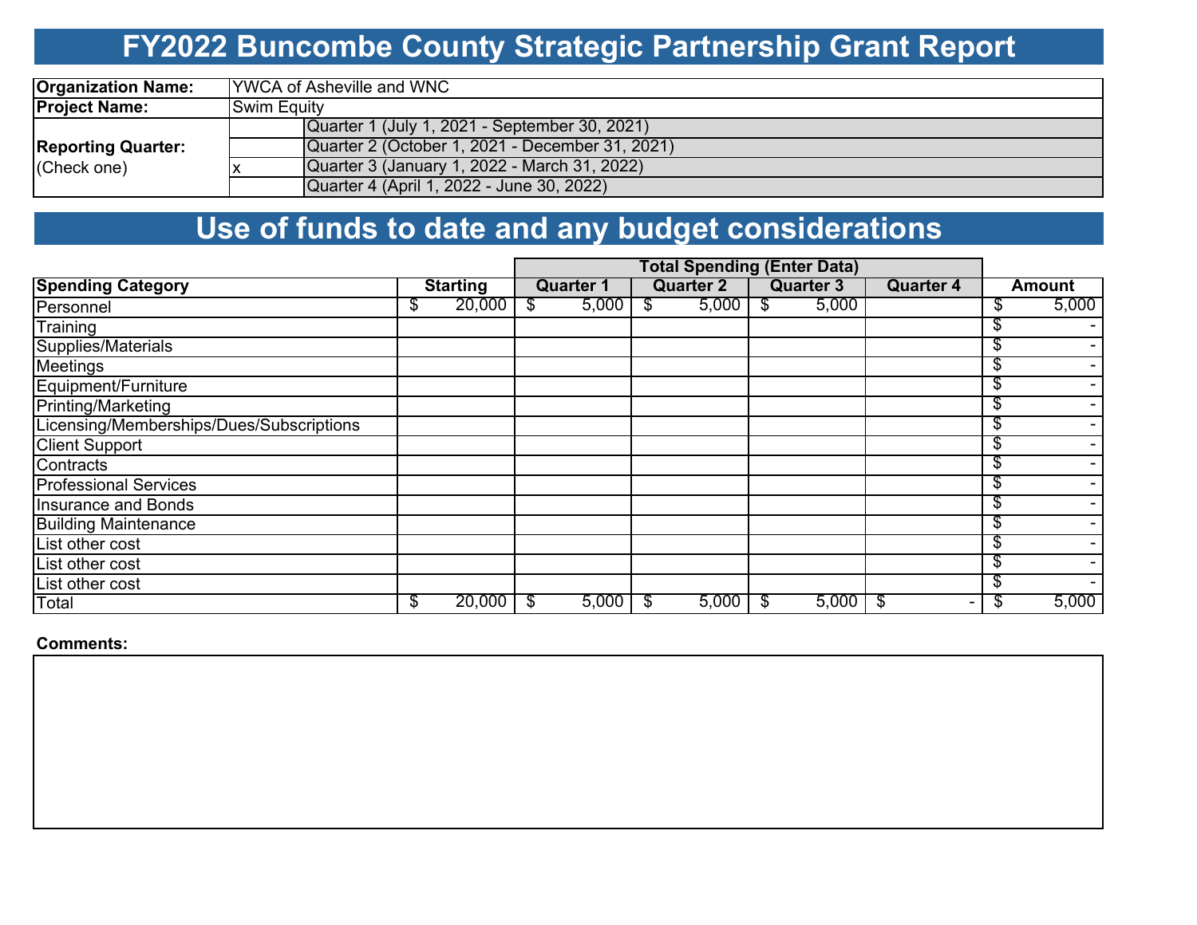# FY2022 Buncombe County Strategic Partnership Grant Report

| | | |
|---|---|---|
| **Organization Name:** | YWCA of Asheville and WNC | |
| **Project Name:** | Swim Equity | |
| **Reporting Quarter:** (Check one) | | Quarter 1 (July 1, 2021 - September 30, 2021) |
| | | Quarter 2 (October 1, 2021 - December 31, 2021) |
| | x | Quarter 3 (January 1, 2022 - March 31, 2022) |
| | | Quarter 4 (April 1, 2022 - June 30, 2022) |

# Use of funds to date and any budget considerations

| | | Total Spending (Enter Data) | | | | |
|---|---|---|---|---|---|---|
| **Spending Category** | **Starting** | **Quarter 1** | **Quarter 2** | **Quarter 3** | **Quarter 4** | **Amount** |
| Personnel | $ 20,000 | $ 5,000 | $ 5,000 | $ 5,000 | | $ 5,000 |
| Training | | | | | | $ - |
| Supplies/Materials | | | | | | $ - |
| Meetings | | | | | | $ - |
| Equipment/Furniture | | | | | | $ - |
| Printing/Marketing | | | | | | $ - |
| Licensing/Memberships/Dues/Subscriptions | | | | | | $ - |
| Client Support | | | | | | $ - |
| Contracts | | | | | | $ - |
| Professional Services | | | | | | $ - |
| Insurance and Bonds | | | | | | $ - |
| Building Maintenance | | | | | | $ - |
| List other cost | | | | | | $ - |
| List other cost | | | | | | $ - |
| List other cost | | | | | | $ - |
| Total | $ 20,000 | $ 5,000 | $ 5,000 | $ 5,000 | $ - | $ 5,000 |

**Comments:**